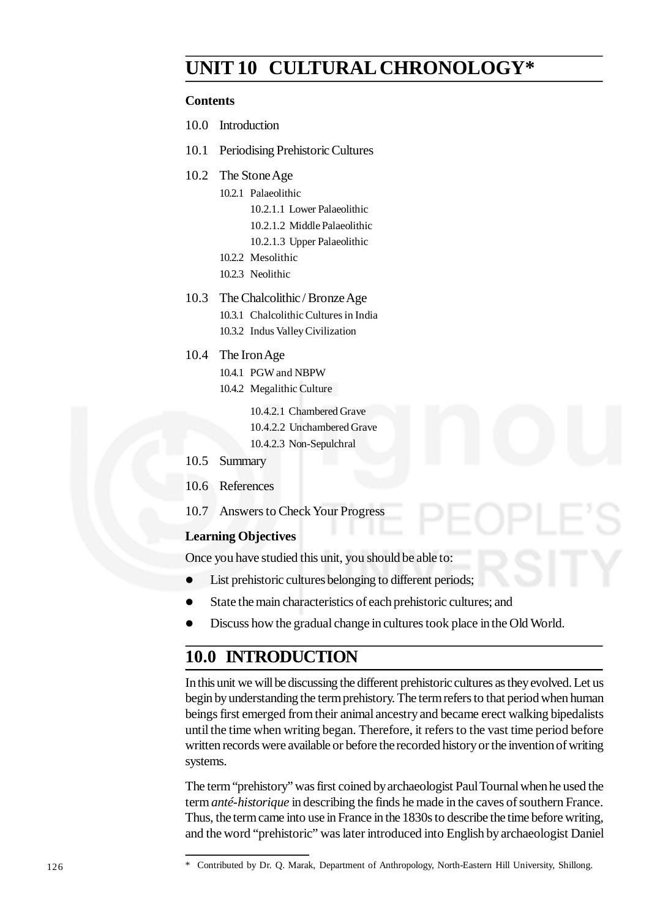# UNIT 10 CULTURAL CHRONOLOGY*

**Contents**

10.0 Introduction

10.1 Periodising Prehistoric Cultures

10.2 The Stone Age

- 10.2.1 Palaeolithic
  - 10.2.1.1 Lower Palaeolithic
  - 10.2.1.2 Middle Palaeolithic
  - 10.2.1.3 Upper Palaeolithic
- 10.2.2 Mesolithic
- 10.2.3 Neolithic

10.3 The Chalcolithic / Bronze Age

- 10.3.1 Chalcolithic Cultures in India
- 10.3.2 Indus Valley Civilization

10.4 The Iron Age

- 10.4.1 PGW and NBPW
- 10.4.2 Megalithic Culture
  - 10.4.2.1 Chambered Grave
  - 10.4.2.2 Unchambered Grave
  - 10.4.2.3 Non-Sepulchral

10.5 Summary

10.6 References

10.7 Answers to Check Your Progress

**Learning Objectives**

Once you have studied this unit, you should be able to:

- List prehistoric cultures belonging to different periods;
- State the main characteristics of each prehistoric cultures; and
- Discuss how the gradual change in cultures took place in the Old World.

## 10.0 INTRODUCTION

In this unit we will be discussing the different prehistoric cultures as they evolved. Let us begin by understanding the term prehistory. The term refers to that period when human beings first emerged from their animal ancestry and became erect walking bipedalists until the time when writing began. Therefore, it refers to the vast time period before written records were available or before the recorded history or the invention of writing systems.

The term "prehistory" was first coined by archaeologist Paul Tournal when he used the term *anté-historique* in describing the finds he made in the caves of southern France. Thus, the term came into use in France in the 1830s to describe the time before writing, and the word "prehistoric" was later introduced into English by archaeologist Daniel

---

* Contributed by Dr. Q. Marak, Department of Anthropology, North-Eastern Hill University, Shillong.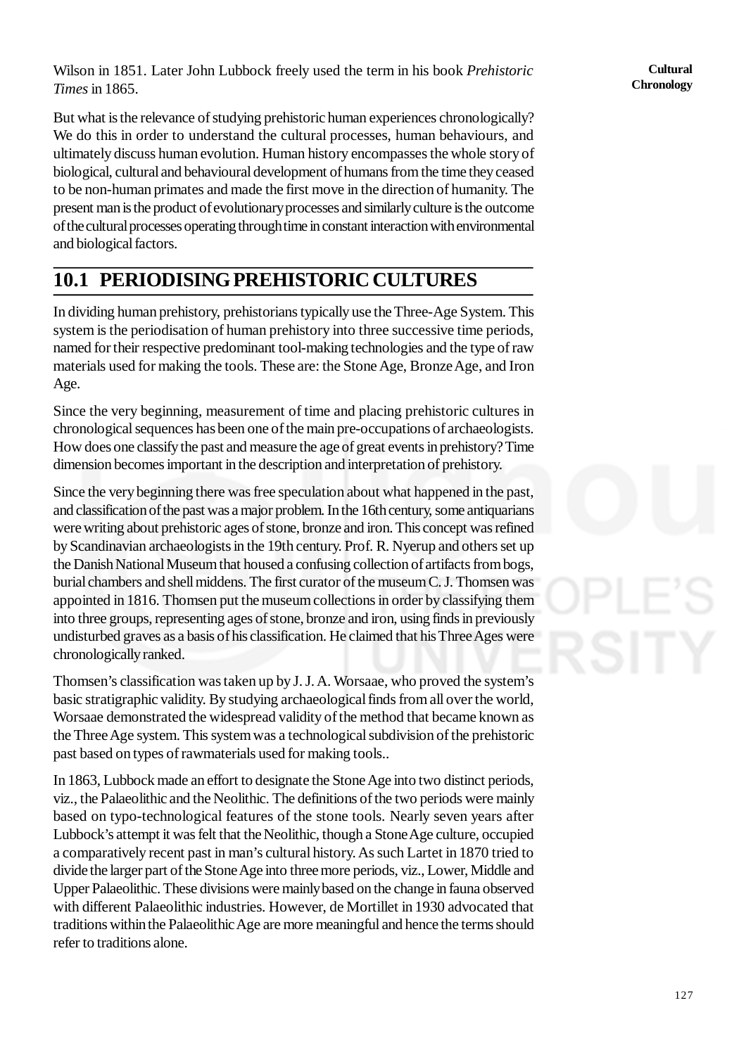Wilson in 1851. Later John Lubbock freely used the term in his book *Prehistoric Times* in 1865.

But what is the relevance of studying prehistoric human experiences chronologically? We do this in order to understand the cultural processes, human behaviours, and ultimately discuss human evolution. Human history encompasses the whole story of biological, cultural and behavioural development of humans from the time they ceased to be non-human primates and made the first move in the direction of humanity. The present man is the product of evolutionary processes and similarly culture is the outcome of the cultural processes operating through time in constant interaction with environmental and biological factors.

## 10.1 PERIODISING PREHISTORIC CULTURES

In dividing human prehistory, prehistorians typically use the Three-Age System. This system is the periodisation of human prehistory into three successive time periods, named for their respective predominant tool-making technologies and the type of raw materials used for making the tools. These are: the Stone Age, Bronze Age, and Iron Age.

Since the very beginning, measurement of time and placing prehistoric cultures in chronological sequences has been one of the main pre-occupations of archaeologists. How does one classify the past and measure the age of great events in prehistory? Time dimension becomes important in the description and interpretation of prehistory.

Since the very beginning there was free speculation about what happened in the past, and classification of the past was a major problem. In the 16th century, some antiquarians were writing about prehistoric ages of stone, bronze and iron. This concept was refined by Scandinavian archaeologists in the 19th century. Prof. R. Nyerup and others set up the Danish National Museum that housed a confusing collection of artifacts from bogs, burial chambers and shell middens. The first curator of the museum C. J. Thomsen was appointed in 1816. Thomsen put the museum collections in order by classifying them into three groups, representing ages of stone, bronze and iron, using finds in previously undisturbed graves as a basis of his classification. He claimed that his Three Ages were chronologically ranked.

Thomsen's classification was taken up by J. J. A. Worsaae, who proved the system's basic stratigraphic validity. By studying archaeological finds from all over the world, Worsaae demonstrated the widespread validity of the method that became known as the Three Age system. This system was a technological subdivision of the prehistoric past based on types of rawmaterials used for making tools..

In 1863, Lubbock made an effort to designate the Stone Age into two distinct periods, viz., the Palaeolithic and the Neolithic. The definitions of the two periods were mainly based on typo-technological features of the stone tools. Nearly seven years after Lubbock's attempt it was felt that the Neolithic, though a Stone Age culture, occupied a comparatively recent past in man's cultural history. As such Lartet in 1870 tried to divide the larger part of the Stone Age into three more periods, viz., Lower, Middle and Upper Palaeolithic. These divisions were mainly based on the change in fauna observed with different Palaeolithic industries. However, de Mortillet in 1930 advocated that traditions within the Palaeolithic Age are more meaningful and hence the terms should refer to traditions alone.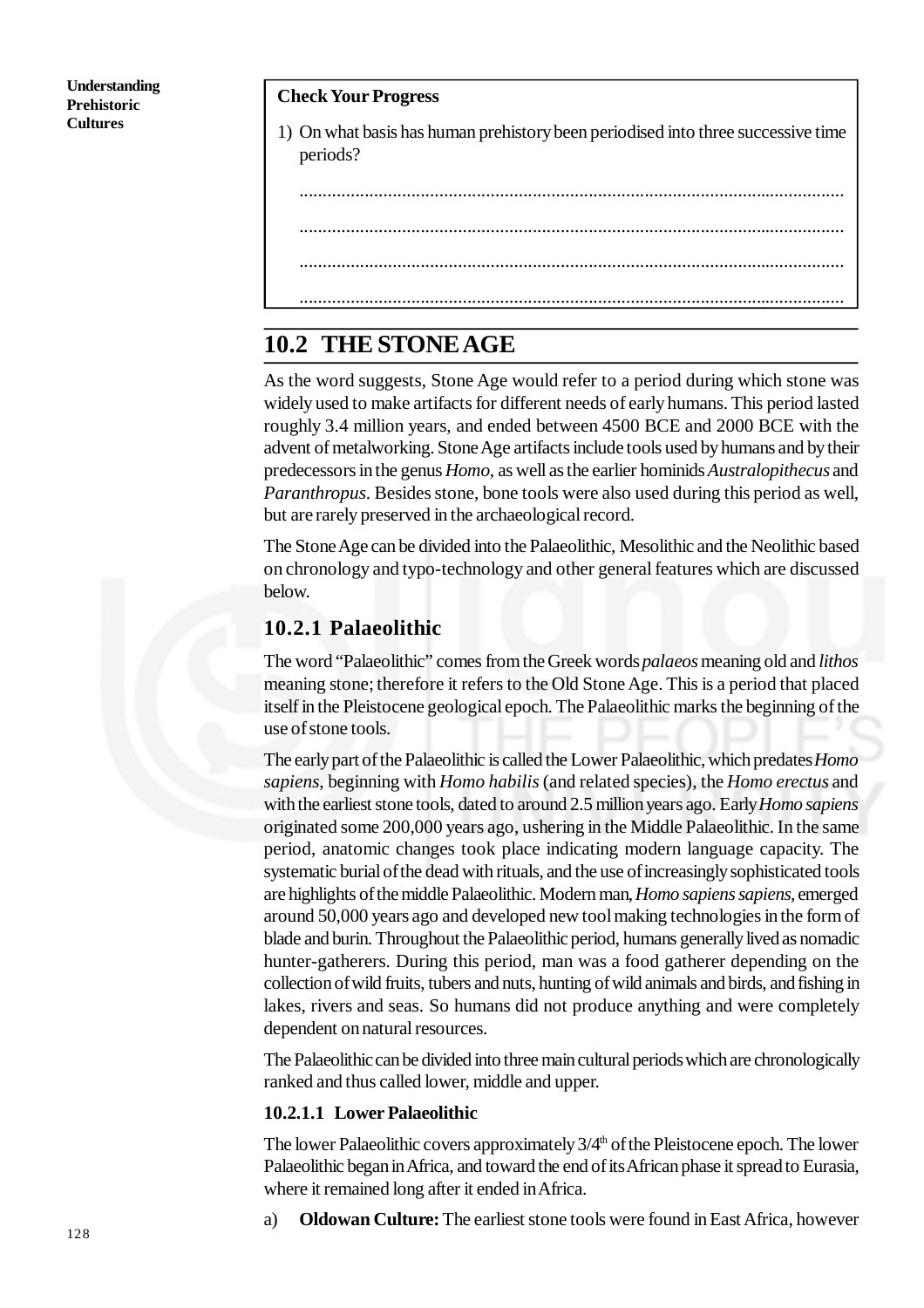**Check Your Progress**

1) On what basis has human prehistory been periodised into three successive time periods?

.....................................................................................................................

.....................................................................................................................

.....................................................................................................................

.....................................................................................................................

## 10.2 THE STONE AGE

As the word suggests, Stone Age would refer to a period during which stone was widely used to make artifacts for different needs of early humans. This period lasted roughly 3.4 million years, and ended between 4500 BCE and 2000 BCE with the advent of metalworking. Stone Age artifacts include tools used by humans and by their predecessors in the genus *Homo*, as well as the earlier hominids *Australopithecus* and *Paranthropus*. Besides stone, bone tools were also used during this period as well, but are rarely preserved in the archaeological record.

The Stone Age can be divided into the Palaeolithic, Mesolithic and the Neolithic based on chronology and typo-technology and other general features which are discussed below.

### 10.2.1 Palaeolithic

The word "Palaeolithic" comes from the Greek words *palaeos* meaning old and *lithos* meaning stone; therefore it refers to the Old Stone Age. This is a period that placed itself in the Pleistocene geological epoch. The Palaeolithic marks the beginning of the use of stone tools.

The early part of the Palaeolithic is called the Lower Palaeolithic, which predates *Homo sapiens*, beginning with *Homo habilis* (and related species), the *Homo erectus* and with the earliest stone tools, dated to around 2.5 million years ago. Early *Homo sapiens* originated some 200,000 years ago, ushering in the Middle Palaeolithic. In the same period, anatomic changes took place indicating modern language capacity. The systematic burial of the dead with rituals, and the use of increasingly sophisticated tools are highlights of the middle Palaeolithic. Modern man, *Homo sapiens sapiens*, emerged around 50,000 years ago and developed new tool making technologies in the form of blade and burin. Throughout the Palaeolithic period, humans generally lived as nomadic hunter-gatherers. During this period, man was a food gatherer depending on the collection of wild fruits, tubers and nuts, hunting of wild animals and birds, and fishing in lakes, rivers and seas. So humans did not produce anything and were completely dependent on natural resources.

The Palaeolithic can be divided into three main cultural periods which are chronologically ranked and thus called lower, middle and upper.

#### 10.2.1.1 Lower Palaeolithic

The lower Palaeolithic covers approximately 3/4th of the Pleistocene epoch. The lower Palaeolithic began in Africa, and toward the end of its African phase it spread to Eurasia, where it remained long after it ended in Africa.

a) **Oldowan Culture:** The earliest stone tools were found in East Africa, however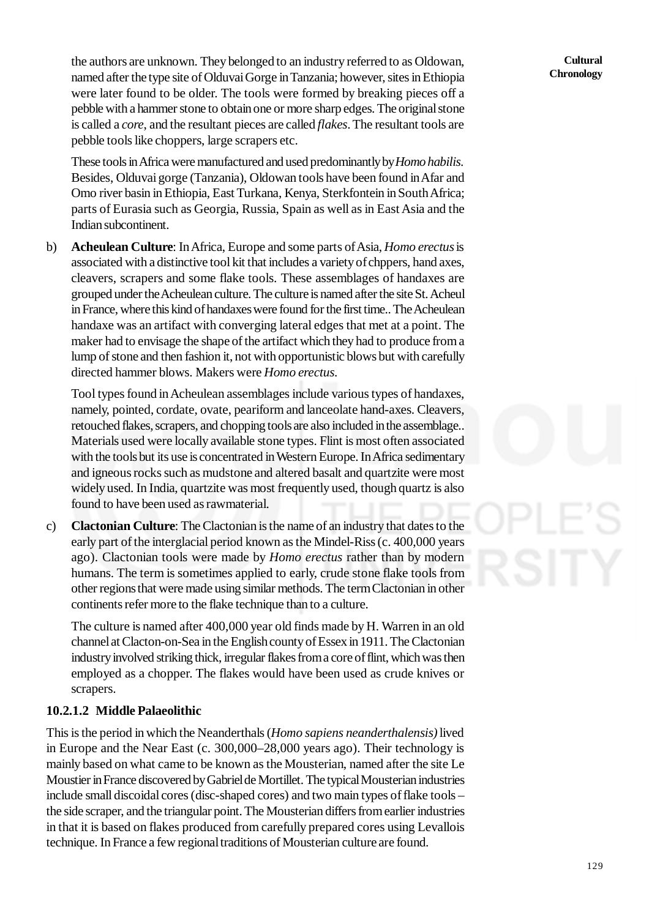the authors are unknown. They belonged to an industry referred to as Oldowan, named after the type site of Olduvai Gorge in Tanzania; however, sites in Ethiopia were later found to be older. The tools were formed by breaking pieces off a pebble with a hammer stone to obtain one or more sharp edges. The original stone is called a *core*, and the resultant pieces are called *flakes*. The resultant tools are pebble tools like choppers, large scrapers etc.

These tools in Africa were manufactured and used predominantly by *Homo habilis.* Besides, Olduvai gorge (Tanzania), Oldowan tools have been found in Afar and Omo river basin in Ethiopia, East Turkana, Kenya, Sterkfontein in South Africa; parts of Eurasia such as Georgia, Russia, Spain as well as in East Asia and the Indian subcontinent.

b) **Acheulean Culture**: In Africa, Europe and some parts of Asia, *Homo erectus* is associated with a distinctive tool kit that includes a variety of chppers, hand axes, cleavers, scrapers and some flake tools. These assemblages of handaxes are grouped under the Acheulean culture. The culture is named after the site St. Acheul in France, where this kind of handaxes were found for the first time.. The Acheulean handaxe was an artifact with converging lateral edges that met at a point. The maker had to envisage the shape of the artifact which they had to produce from a lump of stone and then fashion it, not with opportunistic blows but with carefully directed hammer blows. Makers were *Homo erectus.*

   Tool types found in Acheulean assemblages include various types of handaxes, namely, pointed, cordate, ovate, peariform and lanceolate hand-axes. Cleavers, retouched flakes, scrapers, and chopping tools are also included in the assemblage.. Materials used were locally available stone types. Flint is most often associated with the tools but its use is concentrated in Western Europe. In Africa sedimentary and igneous rocks such as mudstone and altered basalt and quartzite were most widely used. In India, quartzite was most frequently used, though quartz is also found to have been used as rawmaterial.

c) **Clactonian Culture**: The Clactonian is the name of an industry that dates to the early part of the interglacial period known as the Mindel-Riss (c. 400,000 years ago). Clactonian tools were made by *Homo erectus* rather than by modern humans. The term is sometimes applied to early, crude stone flake tools from other regions that were made using similar methods. The term Clactonian in other continents refer more to the flake technique than to a culture.

   The culture is named after 400,000 year old finds made by H. Warren in an old channel at Clacton-on-Sea in the English county of Essex in 1911. The Clactonian industry involved striking thick, irregular flakes from a core of flint, which was then employed as a chopper. The flakes would have been used as crude knives or scrapers.

#### 10.2.1.2 Middle Palaeolithic

This is the period in which the Neanderthals (*Homo sapiens neanderthalensis)* lived in Europe and the Near East (c. 300,000–28,000 years ago). Their technology is mainly based on what came to be known as the Mousterian, named after the site Le Moustier in France discovered by Gabriel de Mortillet. The typical Mousterian industries include small discoidal cores (disc-shaped cores) and two main types of flake tools – the side scraper, and the triangular point. The Mousterian differs from earlier industries in that it is based on flakes produced from carefully prepared cores using Levallois technique. In France a few regional traditions of Mousterian culture are found.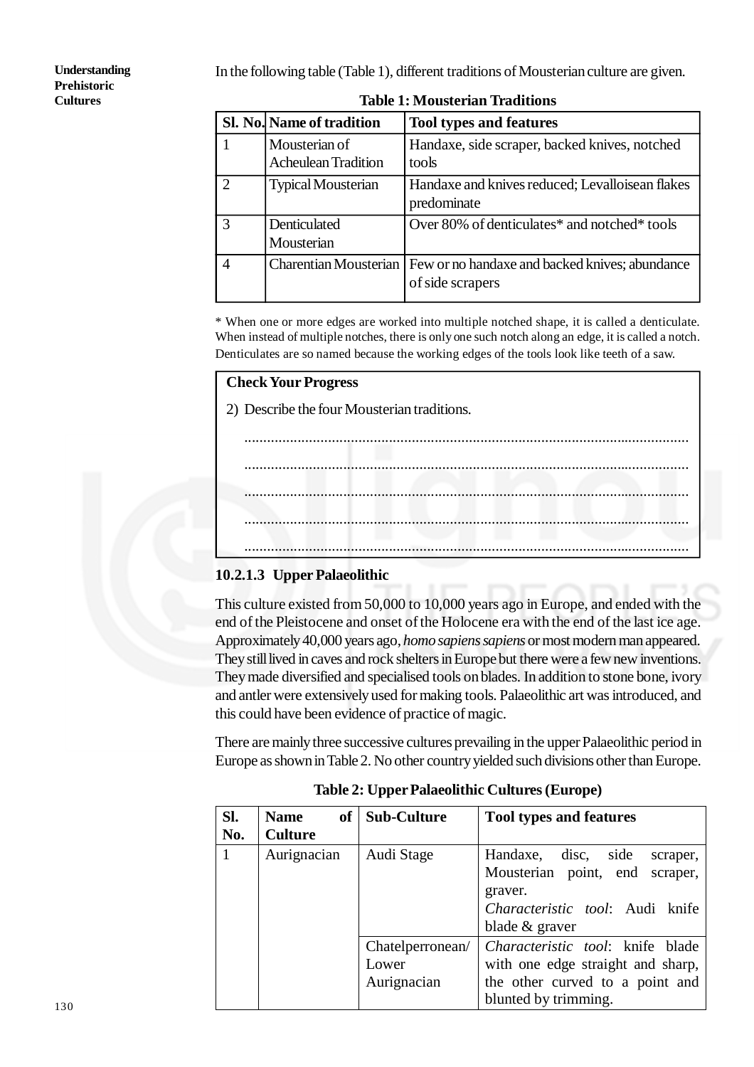In the following table (Table 1), different traditions of Mousterian culture are given.

**Table 1: Mousterian Traditions**

| Sl. No. | Name of tradition | Tool types and features |
|---|---|---|
| 1 | Mousterian of Acheulean Tradition | Handaxe, side scraper, backed knives, notched tools |
| 2 | Typical Mousterian | Handaxe and knives reduced; Levalloisean flakes predominate |
| 3 | Denticulated Mousterian | Over 80% of denticulates* and notched* tools |
| 4 | Charentian Mousterian | Few or no handaxe and backed knives; abundance of side scrapers |

* When one or more edges are worked into multiple notched shape, it is called a denticulate. When instead of multiple notches, there is only one such notch along an edge, it is called a notch. Denticulates are so named because the working edges of the tools look like teeth of a saw.

> **Check Your Progress**
>
> 2) Describe the four Mousterian traditions.
>
> ..................................................................................................................
>
> ..................................................................................................................
>
> ..................................................................................................................
>
> ..................................................................................................................
>
> ..................................................................................................................

### 10.2.1.3 Upper Palaeolithic

This culture existed from 50,000 to 10,000 years ago in Europe, and ended with the end of the Pleistocene and onset of the Holocene era with the end of the last ice age. Approximately 40,000 years ago, *homo sapiens sapiens* or most modern man appeared. They still lived in caves and rock shelters in Europe but there were a few new inventions. They made diversified and specialised tools on blades. In addition to stone bone, ivory and antler were extensively used for making tools. Palaeolithic art was introduced, and this could have been evidence of practice of magic.

There are mainly three successive cultures prevailing in the upper Palaeolithic period in Europe as shown in Table 2. No other country yielded such divisions other than Europe.

**Table 2: Upper Palaeolithic Cultures (Europe)**

| Sl. No. | Name of Culture | Sub-Culture | Tool types and features |
|---|---|---|---|
| 1 | Aurignacian | Audi Stage | Handaxe, disc, side scraper, Mousterian point, end scraper, graver. *Characteristic tool*: Audi knife blade & graver |
| | | Chatelperronean/ Lower Aurignacian | *Characteristic tool*: knife blade with one edge straight and sharp, the other curved to a point and blunted by trimming. |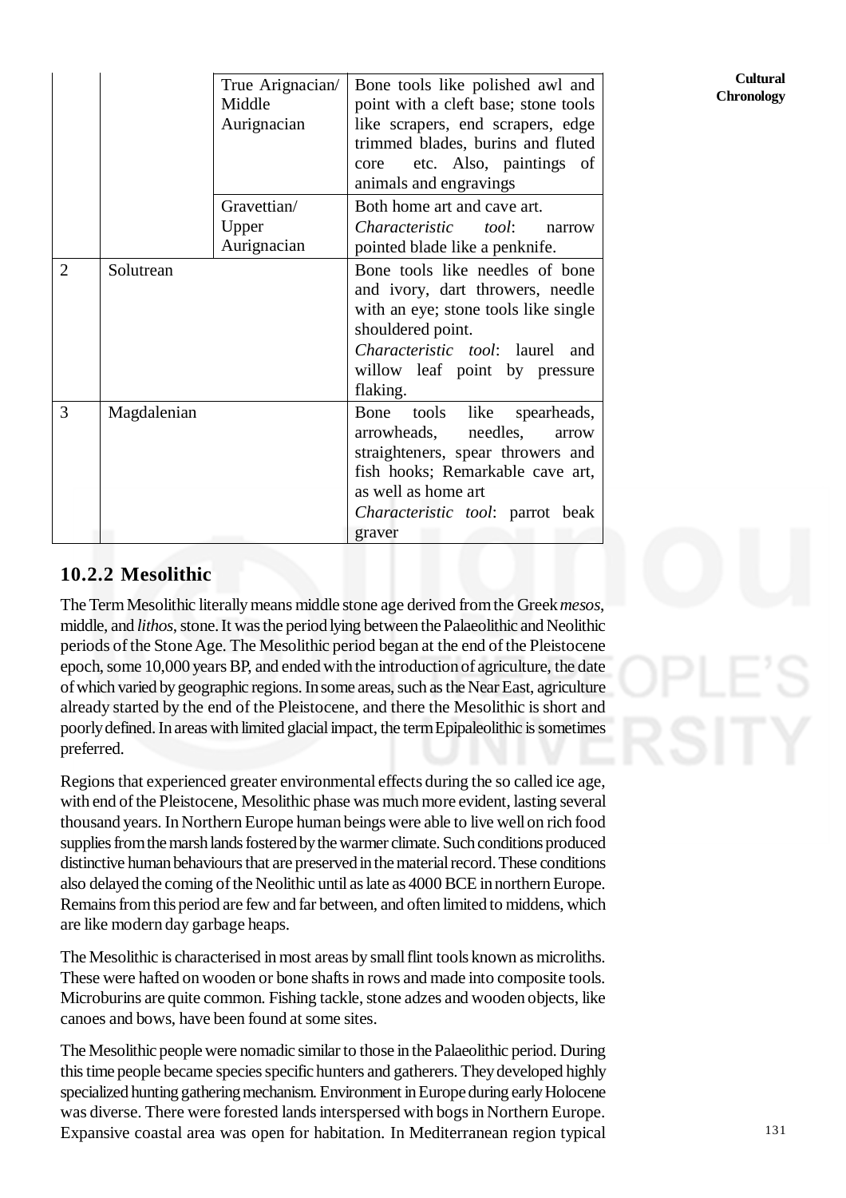| | | | |
|---|---|---|---|
| | | True Arignacian/ Middle Aurignacian | Bone tools like polished awl and point with a cleft base; stone tools like scrapers, end scrapers, edge trimmed blades, burins and fluted core etc. Also, paintings of animals and engravings |
| | | Gravettian/ Upper Aurignacian | Both home art and cave art. *Characteristic tool*: narrow pointed blade like a penknife. |
| 2 | Solutrean | | Bone tools like needles of bone and ivory, dart throwers, needle with an eye; stone tools like single shouldered point. *Characteristic tool*: laurel and willow leaf point by pressure flaking. |
| 3 | Magdalenian | | Bone tools like spearheads, arrowheads, needles, arrow straighteners, spear throwers and fish hooks; Remarkable cave art, as well as home art *Characteristic tool*: parrot beak graver |

### 10.2.2 Mesolithic

The Term Mesolithic literally means middle stone age derived from the Greek *mesos*, middle, and *lithos*, stone. It was the period lying between the Palaeolithic and Neolithic periods of the Stone Age. The Mesolithic period began at the end of the Pleistocene epoch, some 10,000 years BP, and ended with the introduction of agriculture, the date of which varied by geographic regions. In some areas, such as the Near East, agriculture already started by the end of the Pleistocene, and there the Mesolithic is short and poorly defined. In areas with limited glacial impact, the term Epipaleolithic is sometimes preferred.

Regions that experienced greater environmental effects during the so called ice age, with end of the Pleistocene, Mesolithic phase was much more evident, lasting several thousand years. In Northern Europe human beings were able to live well on rich food supplies from the marsh lands fostered by the warmer climate. Such conditions produced distinctive human behaviours that are preserved in the material record. These conditions also delayed the coming of the Neolithic until as late as 4000 BCE in northern Europe. Remains from this period are few and far between, and often limited to middens, which are like modern day garbage heaps.

The Mesolithic is characterised in most areas by small flint tools known as microliths. These were hafted on wooden or bone shafts in rows and made into composite tools. Microburins are quite common. Fishing tackle, stone adzes and wooden objects, like canoes and bows, have been found at some sites.

The Mesolithic people were nomadic similar to those in the Palaeolithic period. During this time people became species specific hunters and gatherers. They developed highly specialized hunting gathering mechanism. Environment in Europe during early Holocene was diverse. There were forested lands interspersed with bogs in Northern Europe. Expansive coastal area was open for habitation. In Mediterranean region typical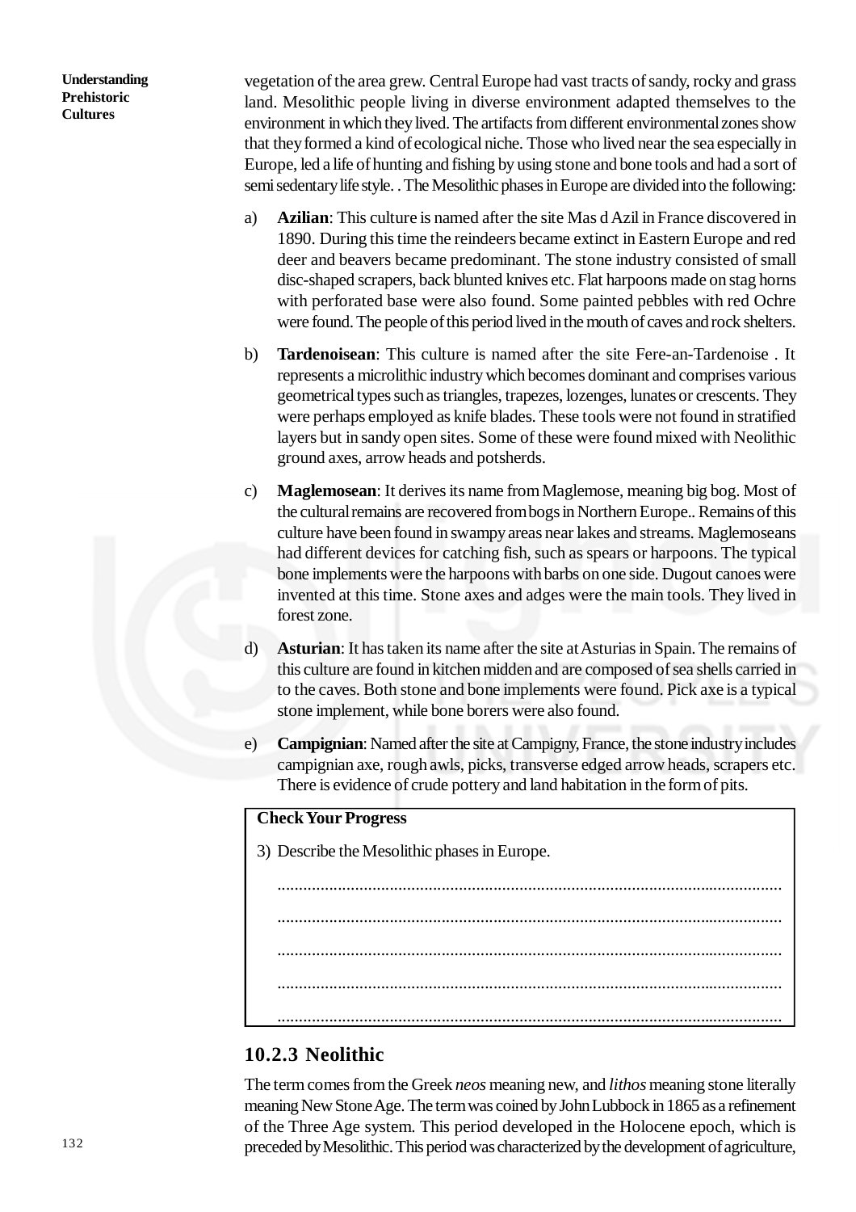vegetation of the area grew. Central Europe had vast tracts of sandy, rocky and grass land. Mesolithic people living in diverse environment adapted themselves to the environment in which they lived. The artifacts from different environmental zones show that they formed a kind of ecological niche. Those who lived near the sea especially in Europe, led a life of hunting and fishing by using stone and bone tools and had a sort of semi sedentary life style. . The Mesolithic phases in Europe are divided into the following:

a) **Azilian**: This culture is named after the site Mas d Azil in France discovered in 1890. During this time the reindeers became extinct in Eastern Europe and red deer and beavers became predominant. The stone industry consisted of small disc-shaped scrapers, back blunted knives etc. Flat harpoons made on stag horns with perforated base were also found. Some painted pebbles with red Ochre were found. The people of this period lived in the mouth of caves and rock shelters.

b) **Tardenoisean**: This culture is named after the site Fere-an-Tardenoise . It represents a microlithic industry which becomes dominant and comprises various geometrical types such as triangles, trapezes, lozenges, lunates or crescents. They were perhaps employed as knife blades. These tools were not found in stratified layers but in sandy open sites. Some of these were found mixed with Neolithic ground axes, arrow heads and potsherds.

c) **Maglemosean**: It derives its name from Maglemose, meaning big bog. Most of the cultural remains are recovered from bogs in Northern Europe.. Remains of this culture have been found in swampy areas near lakes and streams. Maglemoseans had different devices for catching fish, such as spears or harpoons. The typical bone implements were the harpoons with barbs on one side. Dugout canoes were invented at this time. Stone axes and adges were the main tools. They lived in forest zone.

d) **Asturian**: It has taken its name after the site at Asturias in Spain. The remains of this culture are found in kitchen midden and are composed of sea shells carried in to the caves. Both stone and bone implements were found. Pick axe is a typical stone implement, while bone borers were also found.

e) **Campignian**: Named after the site at Campigny, France, the stone industry includes campignian axe, rough awls, picks, transverse edged arrow heads, scrapers etc. There is evidence of crude pottery and land habitation in the form of pits.

> **Check Your Progress**
>
> 3) Describe the Mesolithic phases in Europe.
>
> ...................................................................................................................
>
> ...................................................................................................................
>
> ...................................................................................................................
>
> ...................................................................................................................
>
> ...................................................................................................................

### 10.2.3 Neolithic

The term comes from the Greek *neos* meaning new, and *lithos* meaning stone literally meaning New Stone Age. The term was coined by John Lubbock in 1865 as a refinement of the Three Age system. This period developed in the Holocene epoch, which is preceded by Mesolithic. This period was characterized by the development of agriculture,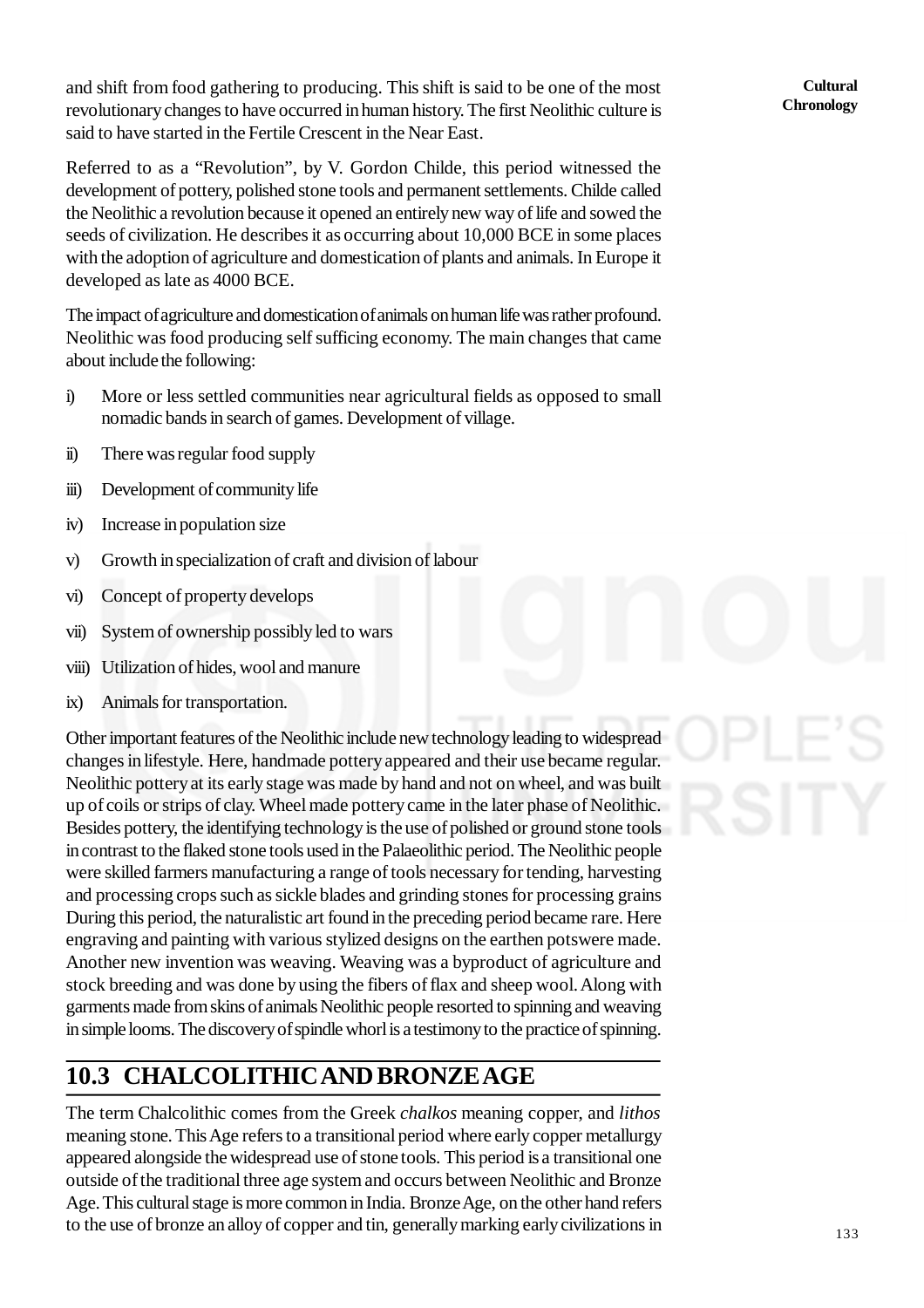and shift from food gathering to producing. This shift is said to be one of the most revolutionary changes to have occurred in human history. The first Neolithic culture is said to have started in the Fertile Crescent in the Near East.

Referred to as a "Revolution", by V. Gordon Childe, this period witnessed the development of pottery, polished stone tools and permanent settlements. Childe called the Neolithic a revolution because it opened an entirely new way of life and sowed the seeds of civilization. He describes it as occurring about 10,000 BCE in some places with the adoption of agriculture and domestication of plants and animals. In Europe it developed as late as 4000 BCE.

The impact of agriculture and domestication of animals on human life was rather profound. Neolithic was food producing self sufficing economy. The main changes that came about include the following:

i) More or less settled communities near agricultural fields as opposed to small nomadic bands in search of games. Development of village.

ii) There was regular food supply

iii) Development of community life

iv) Increase in population size

v) Growth in specialization of craft and division of labour

vi) Concept of property develops

vii) System of ownership possibly led to wars

viii) Utilization of hides, wool and manure

ix) Animals for transportation.

Other important features of the Neolithic include new technology leading to widespread changes in lifestyle. Here, handmade pottery appeared and their use became regular. Neolithic pottery at its early stage was made by hand and not on wheel, and was built up of coils or strips of clay. Wheel made pottery came in the later phase of Neolithic. Besides pottery, the identifying technology is the use of polished or ground stone tools in contrast to the flaked stone tools used in the Palaeolithic period. The Neolithic people were skilled farmers manufacturing a range of tools necessary for tending, harvesting and processing crops such as sickle blades and grinding stones for processing grains During this period, the naturalistic art found in the preceding period became rare. Here engraving and painting with various stylized designs on the earthen potswere made. Another new invention was weaving. Weaving was a byproduct of agriculture and stock breeding and was done by using the fibers of flax and sheep wool. Along with garments made from skins of animals Neolithic people resorted to spinning and weaving in simple looms. The discovery of spindle whorl is a testimony to the practice of spinning.

## 10.3 CHALCOLITHIC AND BRONZE AGE

The term Chalcolithic comes from the Greek *chalkos* meaning copper, and *lithos* meaning stone. This Age refers to a transitional period where early copper metallurgy appeared alongside the widespread use of stone tools. This period is a transitional one outside of the traditional three age system and occurs between Neolithic and Bronze Age. This cultural stage is more common in India. Bronze Age, on the other hand refers to the use of bronze an alloy of copper and tin, generally marking early civilizations in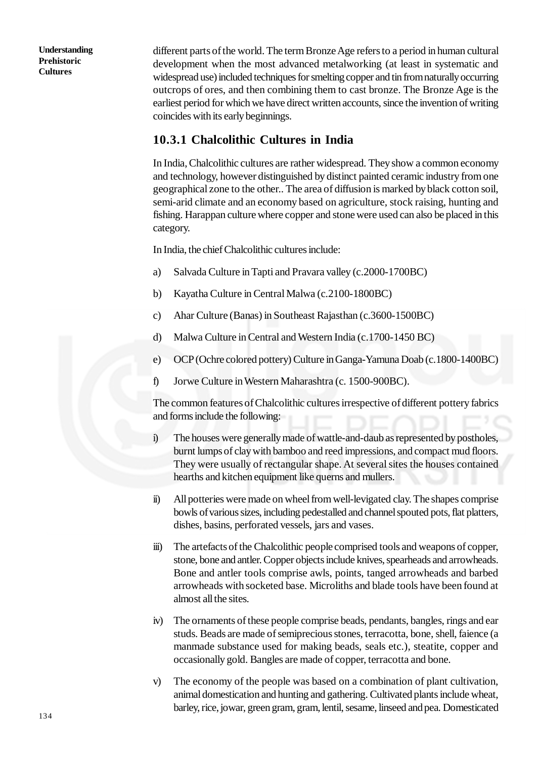different parts of the world. The term Bronze Age refers to a period in human cultural development when the most advanced metalworking (at least in systematic and widespread use) included techniques for smelting copper and tin from naturally occurring outcrops of ores, and then combining them to cast bronze. The Bronze Age is the earliest period for which we have direct written accounts, since the invention of writing coincides with its early beginnings.

### 10.3.1 Chalcolithic Cultures in India

In India, Chalcolithic cultures are rather widespread. They show a common economy and technology, however distinguished by distinct painted ceramic industry from one geographical zone to the other.. The area of diffusion is marked by black cotton soil, semi-arid climate and an economy based on agriculture, stock raising, hunting and fishing. Harappan culture where copper and stone were used can also be placed in this category.

In India, the chief Chalcolithic cultures include:

a) Salvada Culture in Tapti and Pravara valley (c.2000-1700BC)

b) Kayatha Culture in Central Malwa (c.2100-1800BC)

c) Ahar Culture (Banas) in Southeast Rajasthan (c.3600-1500BC)

d) Malwa Culture in Central and Western India (c.1700-1450 BC)

e) OCP (Ochre colored pottery) Culture in Ganga-Yamuna Doab (c.1800-1400BC)

f) Jorwe Culture in Western Maharashtra (c. 1500-900BC).

The common features of Chalcolithic cultures irrespective of different pottery fabrics and forms include the following:

i) The houses were generally made of wattle-and-daub as represented by postholes, burnt lumps of clay with bamboo and reed impressions, and compact mud floors. They were usually of rectangular shape. At several sites the houses contained hearths and kitchen equipment like querns and mullers.

ii) All potteries were made on wheel from well-levigated clay. The shapes comprise bowls of various sizes, including pedestalled and channel spouted pots, flat platters, dishes, basins, perforated vessels, jars and vases.

iii) The artefacts of the Chalcolithic people comprised tools and weapons of copper, stone, bone and antler. Copper objects include knives, spearheads and arrowheads. Bone and antler tools comprise awls, points, tanged arrowheads and barbed arrowheads with socketed base. Microliths and blade tools have been found at almost all the sites.

iv) The ornaments of these people comprise beads, pendants, bangles, rings and ear studs. Beads are made of semiprecious stones, terracotta, bone, shell, faience (a manmade substance used for making beads, seals etc.), steatite, copper and occasionally gold. Bangles are made of copper, terracotta and bone.

v) The economy of the people was based on a combination of plant cultivation, animal domestication and hunting and gathering. Cultivated plants include wheat, barley, rice, jowar, green gram, gram, lentil, sesame, linseed and pea. Domesticated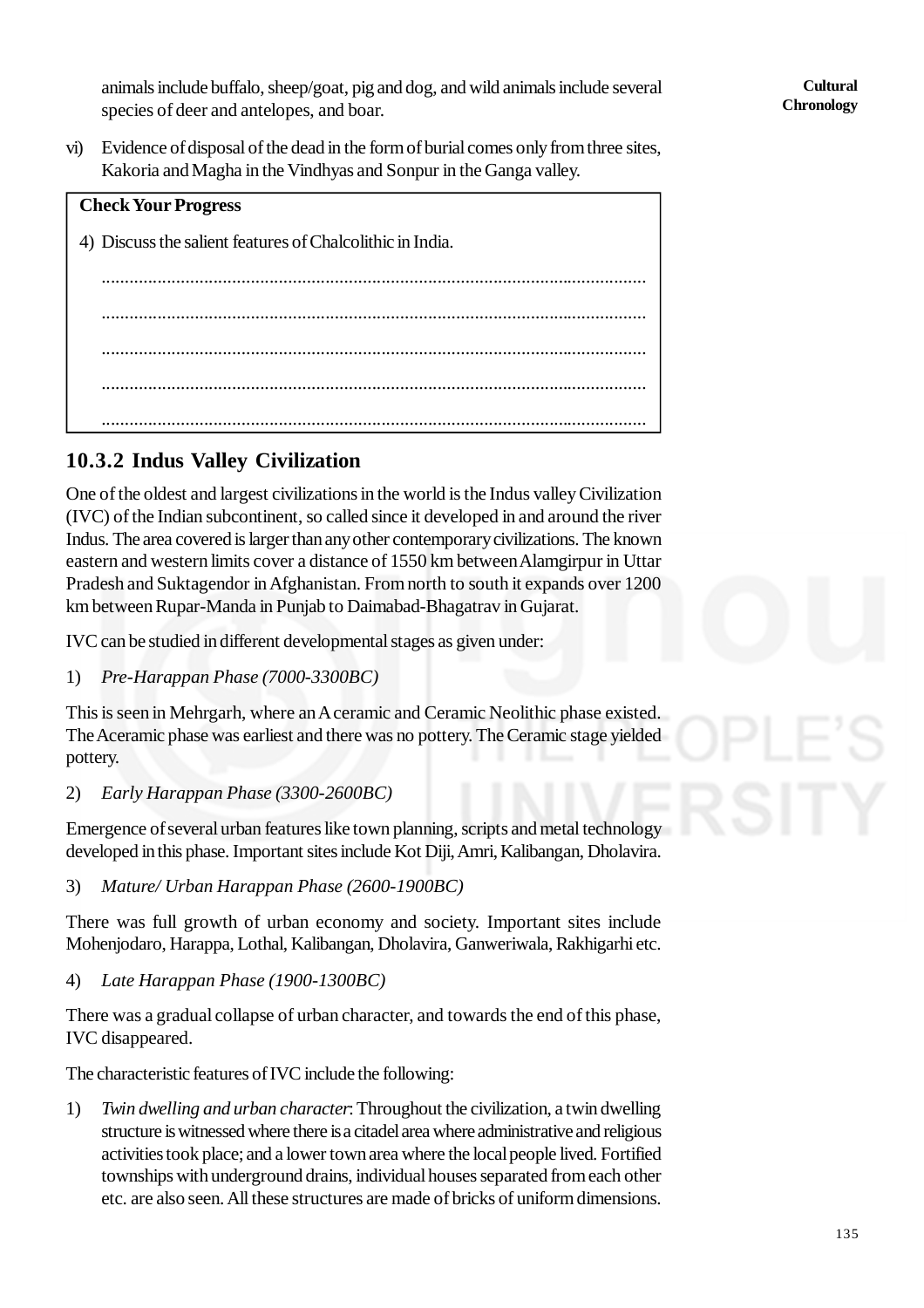animals include buffalo, sheep/goat, pig and dog, and wild animals include several species of deer and antelopes, and boar.

vi) Evidence of disposal of the dead in the form of burial comes only from three sites, Kakoria and Magha in the Vindhyas and Sonpur in the Ganga valley.

> **Check Your Progress**
>
> 4) Discuss the salient features of Chalcolithic in India.
>
> ....................................................................................................................
>
> ....................................................................................................................
>
> ....................................................................................................................
>
> ....................................................................................................................
>
> ....................................................................................................................

## 10.3.2 Indus Valley Civilization

One of the oldest and largest civilizations in the world is the Indus valley Civilization (IVC) of the Indian subcontinent, so called since it developed in and around the river Indus. The area covered is larger than any other contemporary civilizations. The known eastern and western limits cover a distance of 1550 km between Alamgirpur in Uttar Pradesh and Suktagendor in Afghanistan. From north to south it expands over 1200 km between Rupar-Manda in Punjab to Daimabad-Bhagatrav in Gujarat.

IVC can be studied in different developmental stages as given under:

1) *Pre-Harappan Phase (7000-3300BC)*

This is seen in Mehrgarh, where an A ceramic and Ceramic Neolithic phase existed. The Aceramic phase was earliest and there was no pottery. The Ceramic stage yielded pottery.

2) *Early Harappan Phase (3300-2600BC)*

Emergence of several urban features like town planning, scripts and metal technology developed in this phase. Important sites include Kot Diji, Amri, Kalibangan, Dholavira.

3) *Mature/ Urban Harappan Phase (2600-1900BC)*

There was full growth of urban economy and society. Important sites include Mohenjodaro, Harappa, Lothal, Kalibangan, Dholavira, Ganweriwala, Rakhigarhi etc.

4) *Late Harappan Phase (1900-1300BC)*

There was a gradual collapse of urban character, and towards the end of this phase, IVC disappeared.

The characteristic features of IVC include the following:

1) *Twin dwelling and urban character*: Throughout the civilization, a twin dwelling structure is witnessed where there is a citadel area where administrative and religious activities took place; and a lower town area where the local people lived. Fortified townships with underground drains, individual houses separated from each other etc. are also seen. All these structures are made of bricks of uniform dimensions.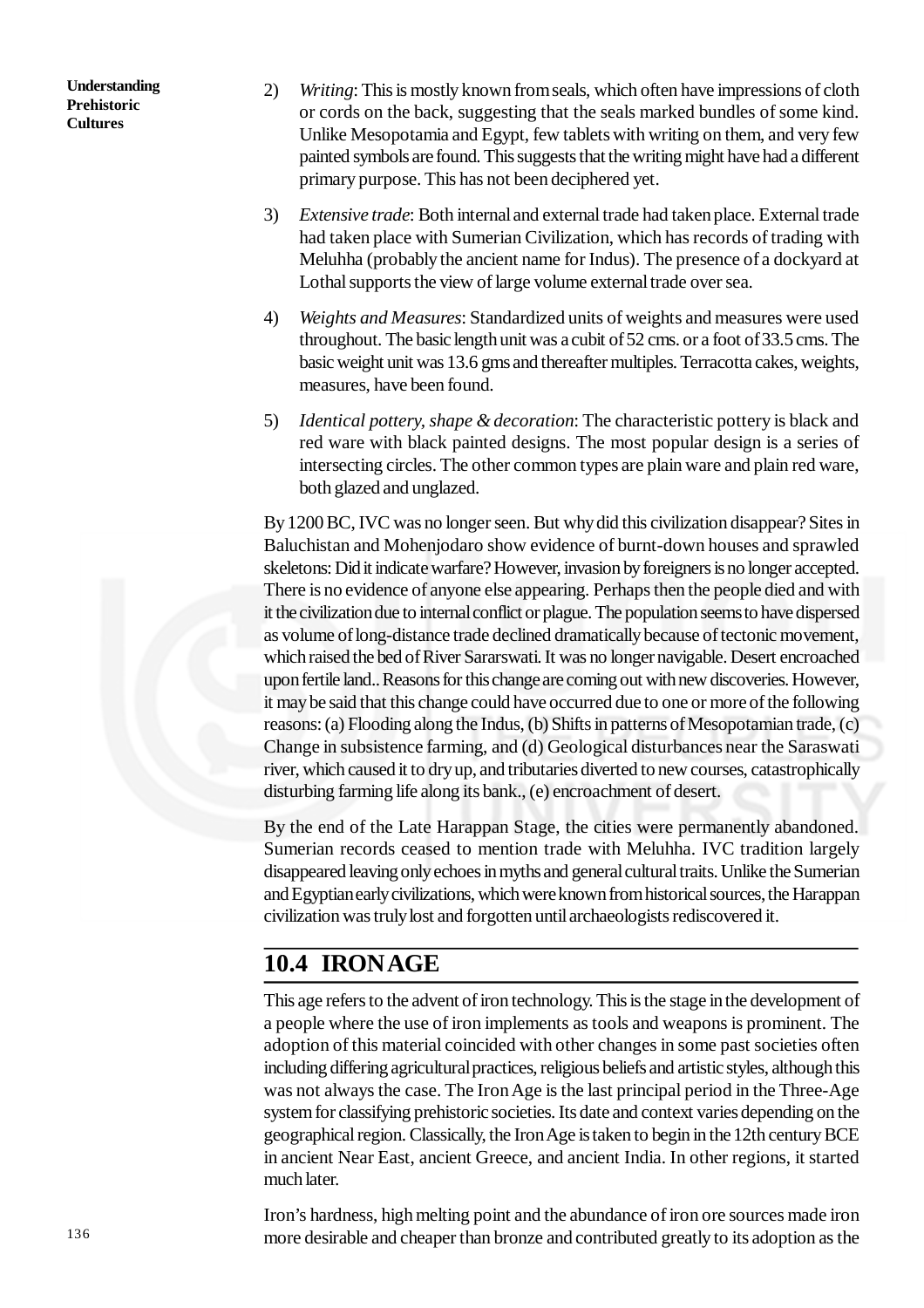2) *Writing*: This is mostly known from seals, which often have impressions of cloth or cords on the back, suggesting that the seals marked bundles of some kind. Unlike Mesopotamia and Egypt, few tablets with writing on them, and very few painted symbols are found. This suggests that the writing might have had a different primary purpose. This has not been deciphered yet.

3) *Extensive trade*: Both internal and external trade had taken place. External trade had taken place with Sumerian Civilization, which has records of trading with Meluhha (probably the ancient name for Indus). The presence of a dockyard at Lothal supports the view of large volume external trade over sea.

4) *Weights and Measures*: Standardized units of weights and measures were used throughout. The basic length unit was a cubit of 52 cms. or a foot of 33.5 cms. The basic weight unit was 13.6 gms and thereafter multiples. Terracotta cakes, weights, measures, have been found.

5) *Identical pottery, shape & decoration*: The characteristic pottery is black and red ware with black painted designs. The most popular design is a series of intersecting circles. The other common types are plain ware and plain red ware, both glazed and unglazed.

By 1200 BC, IVC was no longer seen. But why did this civilization disappear? Sites in Baluchistan and Mohenjodaro show evidence of burnt-down houses and sprawled skeletons: Did it indicate warfare? However, invasion by foreigners is no longer accepted. There is no evidence of anyone else appearing. Perhaps then the people died and with it the civilization due to internal conflict or plague. The population seems to have dispersed as volume of long-distance trade declined dramatically because of tectonic movement, which raised the bed of River Sararswati. It was no longer navigable. Desert encroached upon fertile land.. Reasons for this change are coming out with new discoveries. However, it may be said that this change could have occurred due to one or more of the following reasons: (a) Flooding along the Indus, (b) Shifts in patterns of Mesopotamian trade, (c) Change in subsistence farming, and (d) Geological disturbances near the Saraswati river, which caused it to dry up, and tributaries diverted to new courses, catastrophically disturbing farming life along its bank., (e) encroachment of desert.

By the end of the Late Harappan Stage, the cities were permanently abandoned. Sumerian records ceased to mention trade with Meluhha. IVC tradition largely disappeared leaving only echoes in myths and general cultural traits. Unlike the Sumerian and Egyptian early civilizations, which were known from historical sources, the Harappan civilization was truly lost and forgotten until archaeologists rediscovered it.

## 10.4 IRON AGE

This age refers to the advent of iron technology. This is the stage in the development of a people where the use of iron implements as tools and weapons is prominent. The adoption of this material coincided with other changes in some past societies often including differing agricultural practices, religious beliefs and artistic styles, although this was not always the case. The Iron Age is the last principal period in the Three-Age system for classifying prehistoric societies. Its date and context varies depending on the geographical region. Classically, the Iron Age is taken to begin in the 12th century BCE in ancient Near East, ancient Greece, and ancient India. In other regions, it started much later.

Iron's hardness, high melting point and the abundance of iron ore sources made iron more desirable and cheaper than bronze and contributed greatly to its adoption as the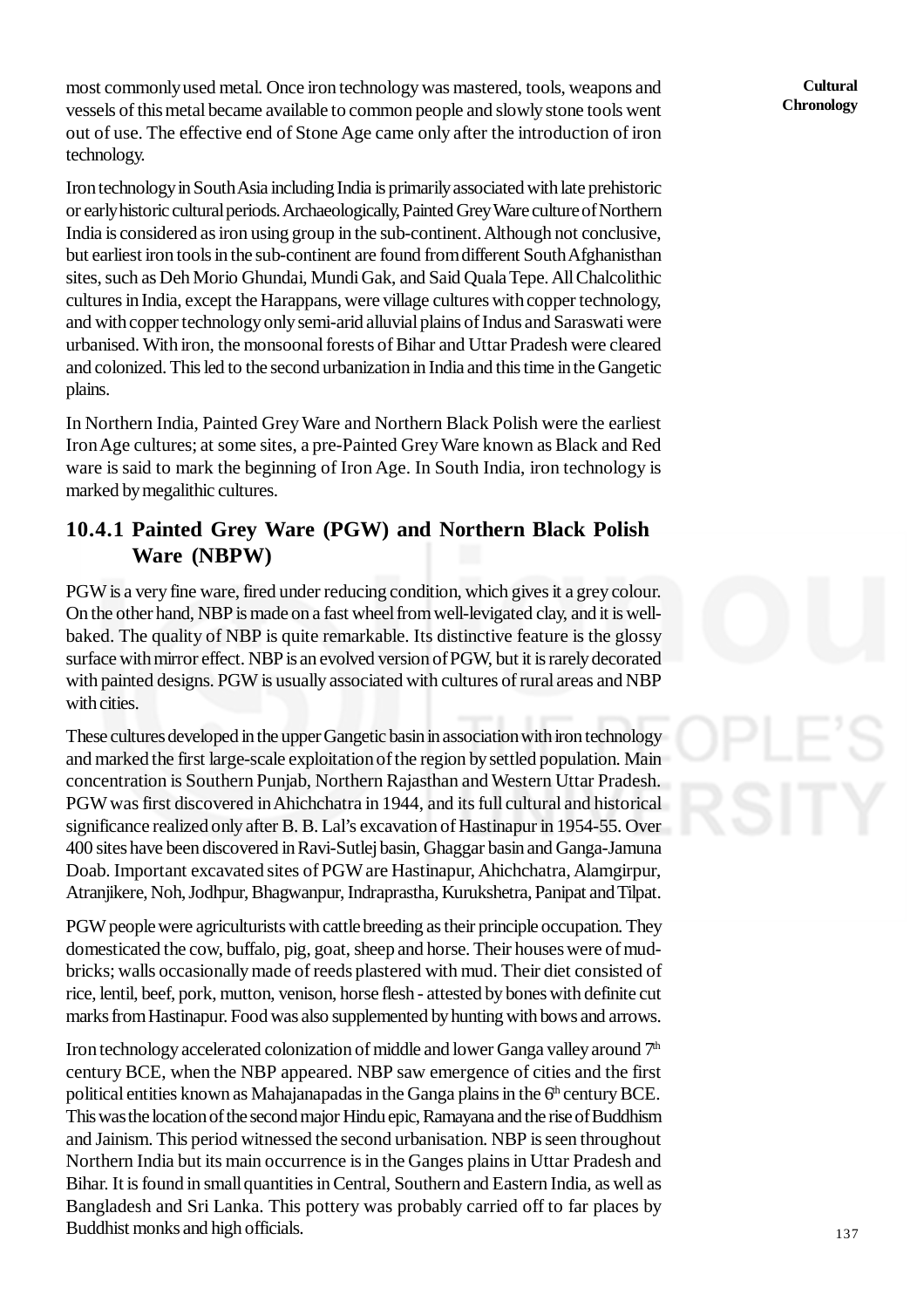most commonly used metal. Once iron technology was mastered, tools, weapons and vessels of this metal became available to common people and slowly stone tools went out of use. The effective end of Stone Age came only after the introduction of iron technology.

Iron technology in South Asia including India is primarily associated with late prehistoric or early historic cultural periods. Archaeologically, Painted Grey Ware culture of Northern India is considered as iron using group in the sub-continent. Although not conclusive, but earliest iron tools in the sub-continent are found from different South Afghanisthan sites, such as Deh Morio Ghundai, Mundi Gak, and Said Quala Tepe. All Chalcolithic cultures in India, except the Harappans, were village cultures with copper technology, and with copper technology only semi-arid alluvial plains of Indus and Saraswati were urbanised. With iron, the monsoonal forests of Bihar and Uttar Pradesh were cleared and colonized. This led to the second urbanization in India and this time in the Gangetic plains.

In Northern India, Painted Grey Ware and Northern Black Polish were the earliest Iron Age cultures; at some sites, a pre-Painted Grey Ware known as Black and Red ware is said to mark the beginning of Iron Age. In South India, iron technology is marked by megalithic cultures.

### 10.4.1 Painted Grey Ware (PGW) and Northern Black Polish Ware (NBPW)

PGW is a very fine ware, fired under reducing condition, which gives it a grey colour. On the other hand, NBP is made on a fast wheel from well-levigated clay, and it is well-baked. The quality of NBP is quite remarkable. Its distinctive feature is the glossy surface with mirror effect. NBP is an evolved version of PGW, but it is rarely decorated with painted designs. PGW is usually associated with cultures of rural areas and NBP with cities.

These cultures developed in the upper Gangetic basin in association with iron technology and marked the first large-scale exploitation of the region by settled population. Main concentration is Southern Punjab, Northern Rajasthan and Western Uttar Pradesh. PGW was first discovered in Ahichchatra in 1944, and its full cultural and historical significance realized only after B. B. Lal's excavation of Hastinapur in 1954-55. Over 400 sites have been discovered in Ravi-Sutlej basin, Ghaggar basin and Ganga-Jamuna Doab. Important excavated sites of PGW are Hastinapur, Ahichchatra, Alamgirpur, Atranjikere, Noh, Jodhpur, Bhagwanpur, Indraprastha, Kurukshetra, Panipat and Tilpat.

PGW people were agriculturists with cattle breeding as their principle occupation. They domesticated the cow, buffalo, pig, goat, sheep and horse. Their houses were of mud-bricks; walls occasionally made of reeds plastered with mud. Their diet consisted of rice, lentil, beef, pork, mutton, venison, horse flesh - attested by bones with definite cut marks from Hastinapur. Food was also supplemented by hunting with bows and arrows.

Iron technology accelerated colonization of middle and lower Ganga valley around 7th century BCE, when the NBP appeared. NBP saw emergence of cities and the first political entities known as Mahajanapadas in the Ganga plains in the 6th century BCE. This was the location of the second major Hindu epic, Ramayana and the rise of Buddhism and Jainism. This period witnessed the second urbanisation. NBP is seen throughout Northern India but its main occurrence is in the Ganges plains in Uttar Pradesh and Bihar. It is found in small quantities in Central, Southern and Eastern India, as well as Bangladesh and Sri Lanka. This pottery was probably carried off to far places by Buddhist monks and high officials.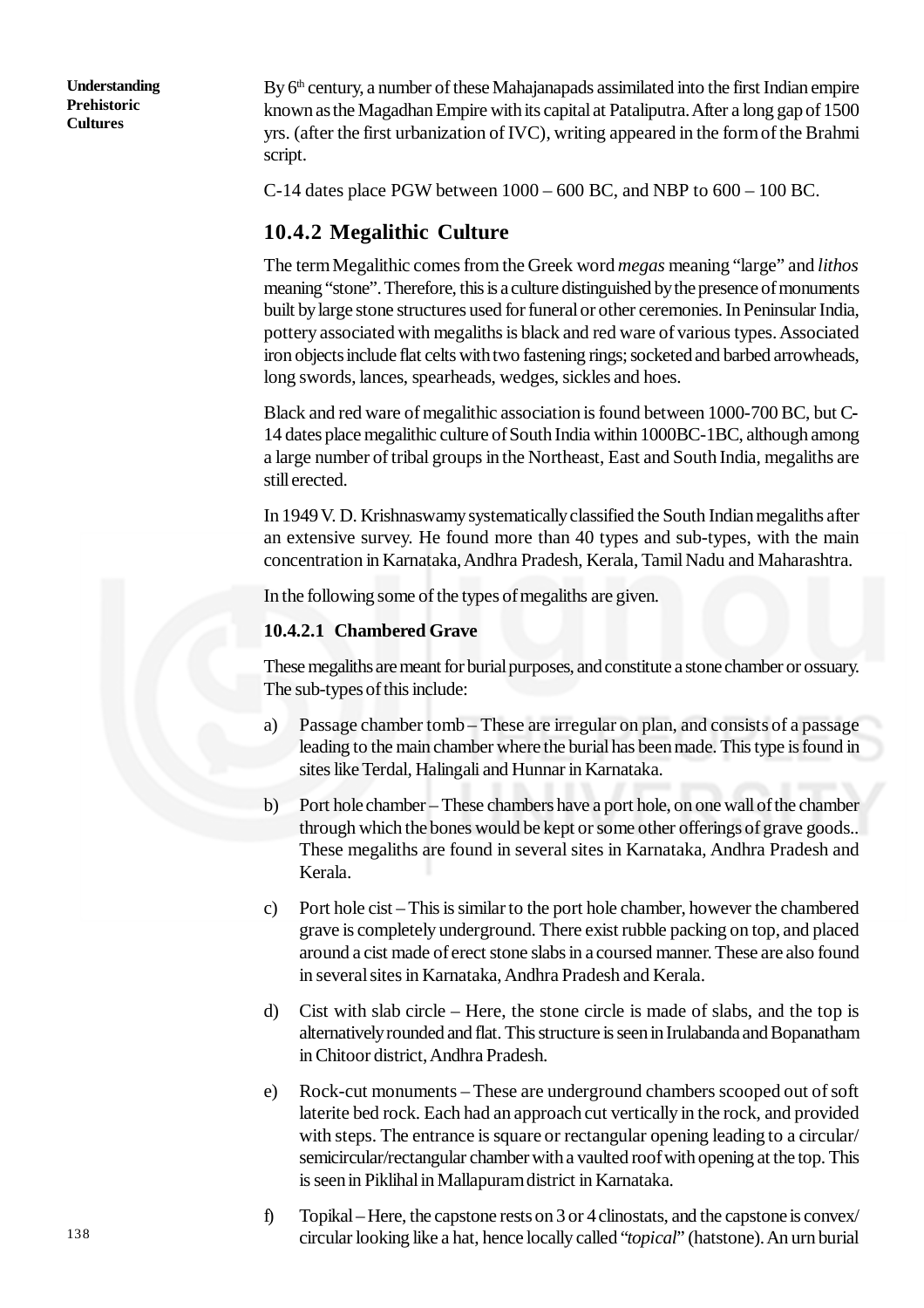By 6th century, a number of these Mahajanapads assimilated into the first Indian empire known as the Magadhan Empire with its capital at Pataliputra. After a long gap of 1500 yrs. (after the first urbanization of IVC), writing appeared in the form of the Brahmi script.

C-14 dates place PGW between 1000 – 600 BC, and NBP to 600 – 100 BC.

## 10.4.2 Megalithic Culture

The term Megalithic comes from the Greek word *megas* meaning "large" and *lithos* meaning "stone". Therefore, this is a culture distinguished by the presence of monuments built by large stone structures used for funeral or other ceremonies. In Peninsular India, pottery associated with megaliths is black and red ware of various types. Associated iron objects include flat celts with two fastening rings; socketed and barbed arrowheads, long swords, lances, spearheads, wedges, sickles and hoes.

Black and red ware of megalithic association is found between 1000-700 BC, but C-14 dates place megalithic culture of South India within 1000BC-1BC, although among a large number of tribal groups in the Northeast, East and South India, megaliths are still erected.

In 1949 V. D. Krishnaswamy systematically classified the South Indian megaliths after an extensive survey. He found more than 40 types and sub-types, with the main concentration in Karnataka, Andhra Pradesh, Kerala, Tamil Nadu and Maharashtra.

In the following some of the types of megaliths are given.

### 10.4.2.1 Chambered Grave

These megaliths are meant for burial purposes, and constitute a stone chamber or ossuary. The sub-types of this include:

a) Passage chamber tomb – These are irregular on plan, and consists of a passage leading to the main chamber where the burial has been made. This type is found in sites like Terdal, Halingali and Hunnar in Karnataka.

b) Port hole chamber – These chambers have a port hole, on one wall of the chamber through which the bones would be kept or some other offerings of grave goods.. These megaliths are found in several sites in Karnataka, Andhra Pradesh and Kerala.

c) Port hole cist – This is similar to the port hole chamber, however the chambered grave is completely underground. There exist rubble packing on top, and placed around a cist made of erect stone slabs in a coursed manner. These are also found in several sites in Karnataka, Andhra Pradesh and Kerala.

d) Cist with slab circle – Here, the stone circle is made of slabs, and the top is alternatively rounded and flat. This structure is seen in Irulabanda and Bopanatham in Chitoor district, Andhra Pradesh.

e) Rock-cut monuments – These are underground chambers scooped out of soft laterite bed rock. Each had an approach cut vertically in the rock, and provided with steps. The entrance is square or rectangular opening leading to a circular/ semicircular/rectangular chamber with a vaulted roof with opening at the top. This is seen in Piklihal in Mallapuram district in Karnataka.

f) Topikal – Here, the capstone rests on 3 or 4 clinostats, and the capstone is convex/ circular looking like a hat, hence locally called "*topical*" (hatstone). An urn burial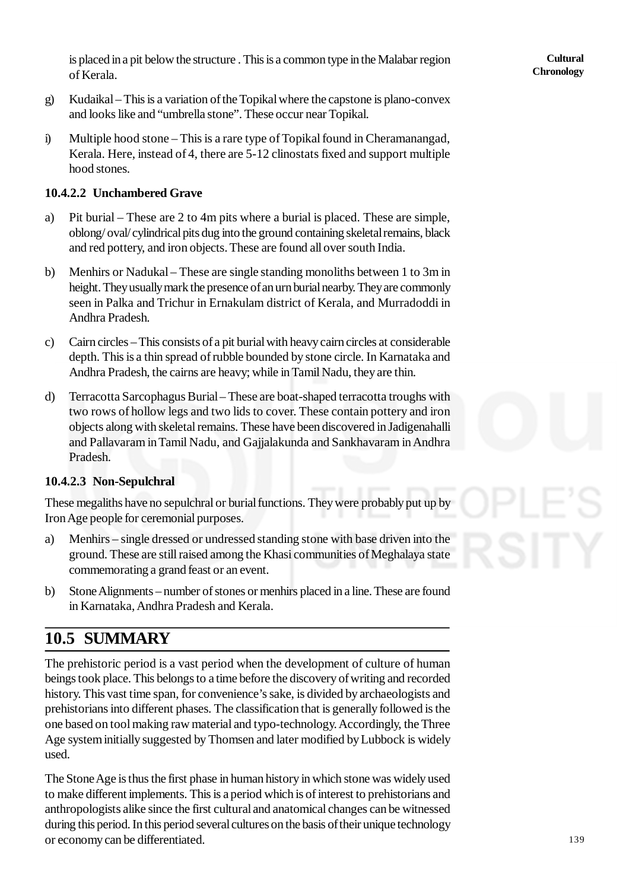is placed in a pit below the structure . This is a common type in the Malabar region of Kerala.

g) Kudaikal – This is a variation of the Topikal where the capstone is plano-convex and looks like and "umbrella stone". These occur near Topikal.

i) Multiple hood stone – This is a rare type of Topikal found in Cheramanangad, Kerala. Here, instead of 4, there are 5-12 clinostats fixed and support multiple hood stones.

#### 10.4.2.2 Unchambered Grave

a) Pit burial – These are 2 to 4m pits where a burial is placed. These are simple, oblong/ oval/ cylindrical pits dug into the ground containing skeletal remains, black and red pottery, and iron objects. These are found all over south India.

b) Menhirs or Nadukal – These are single standing monoliths between 1 to 3m in height. They usually mark the presence of an urn burial nearby. They are commonly seen in Palka and Trichur in Ernakulam district of Kerala, and Murradoddi in Andhra Pradesh.

c) Cairn circles – This consists of a pit burial with heavy cairn circles at considerable depth. This is a thin spread of rubble bounded by stone circle. In Karnataka and Andhra Pradesh, the cairns are heavy; while in Tamil Nadu, they are thin.

d) Terracotta Sarcophagus Burial – These are boat-shaped terracotta troughs with two rows of hollow legs and two lids to cover. These contain pottery and iron objects along with skeletal remains. These have been discovered in Jadigenahalli and Pallavaram in Tamil Nadu, and Gajjalakunda and Sankhavaram in Andhra Pradesh.

#### 10.4.2.3 Non-Sepulchral

These megaliths have no sepulchral or burial functions. They were probably put up by Iron Age people for ceremonial purposes.

a) Menhirs – single dressed or undressed standing stone with base driven into the ground. These are still raised among the Khasi communities of Meghalaya state commemorating a grand feast or an event.

b) Stone Alignments – number of stones or menhirs placed in a line. These are found in Karnataka, Andhra Pradesh and Kerala.

## 10.5 SUMMARY

The prehistoric period is a vast period when the development of culture of human beings took place. This belongs to a time before the discovery of writing and recorded history. This vast time span, for convenience's sake, is divided by archaeologists and prehistorians into different phases. The classification that is generally followed is the one based on tool making raw material and typo-technology. Accordingly, the Three Age system initially suggested by Thomsen and later modified by Lubbock is widely used.

The Stone Age is thus the first phase in human history in which stone was widely used to make different implements. This is a period which is of interest to prehistorians and anthropologists alike since the first cultural and anatomical changes can be witnessed during this period. In this period several cultures on the basis of their unique technology or economy can be differentiated.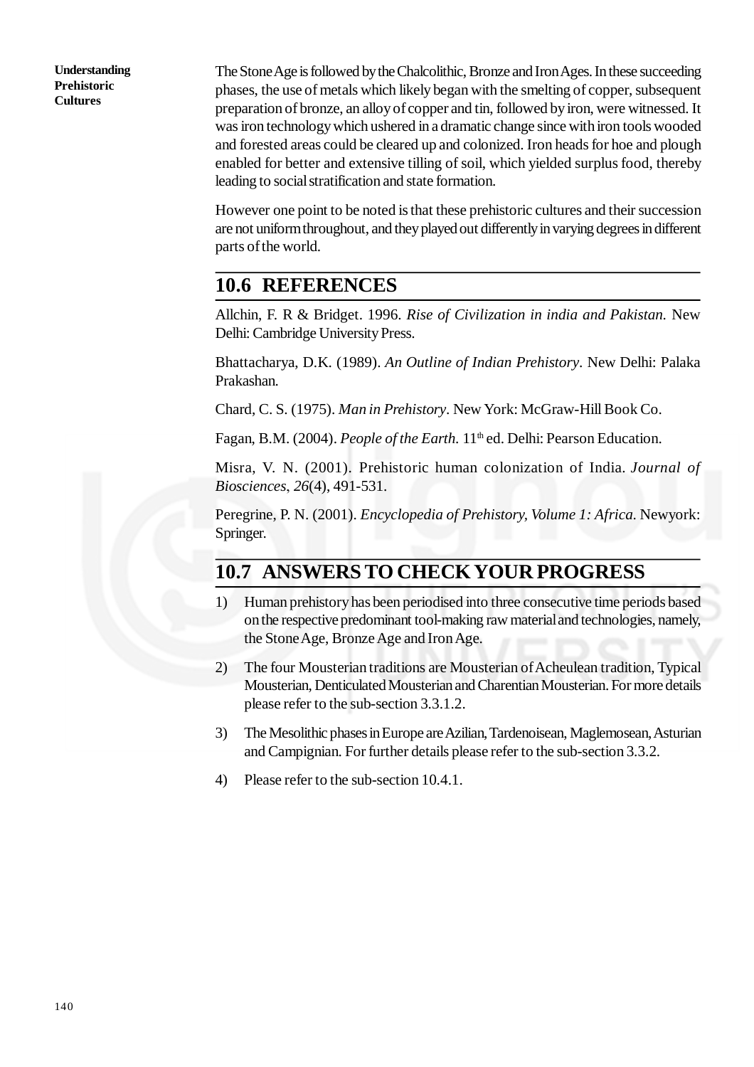The Stone Age is followed by the Chalcolithic, Bronze and Iron Ages. In these succeeding phases, the use of metals which likely began with the smelting of copper, subsequent preparation of bronze, an alloy of copper and tin, followed by iron, were witnessed. It was iron technology which ushered in a dramatic change since with iron tools wooded and forested areas could be cleared up and colonized. Iron heads for hoe and plough enabled for better and extensive tilling of soil, which yielded surplus food, thereby leading to social stratification and state formation.

However one point to be noted is that these prehistoric cultures and their succession are not uniform throughout, and they played out differently in varying degrees in different parts of the world.

## 10.6 REFERENCES

Allchin, F. R & Bridget. 1996. *Rise of Civilization in india and Pakistan.* New Delhi: Cambridge University Press.

Bhattacharya, D.K. (1989). *An Outline of Indian Prehistory*. New Delhi: Palaka Prakashan.

Chard, C. S. (1975). *Man in Prehistory*. New York: McGraw-Hill Book Co.

Fagan, B.M. (2004). *People of the Earth.* 11th ed. Delhi: Pearson Education.

Misra, V. N. (2001). Prehistoric human colonization of India. *Journal of Biosciences*, *26*(4), 491-531.

Peregrine, P. N. (2001). *Encyclopedia of Prehistory, Volume 1: Africa.* Newyork: Springer.

## 10.7 ANSWERS TO CHECK YOUR PROGRESS

1) Human prehistory has been periodised into three consecutive time periods based on the respective predominant tool-making raw material and technologies, namely, the Stone Age, Bronze Age and Iron Age.

2) The four Mousterian traditions are Mousterian of Acheulean tradition, Typical Mousterian, Denticulated Mousterian and Charentian Mousterian. For more details please refer to the sub-section 3.3.1.2.

3) The Mesolithic phases in Europe are Azilian, Tardenoisean, Maglemosean, Asturian and Campignian. For further details please refer to the sub-section 3.3.2.

4) Please refer to the sub-section 10.4.1.